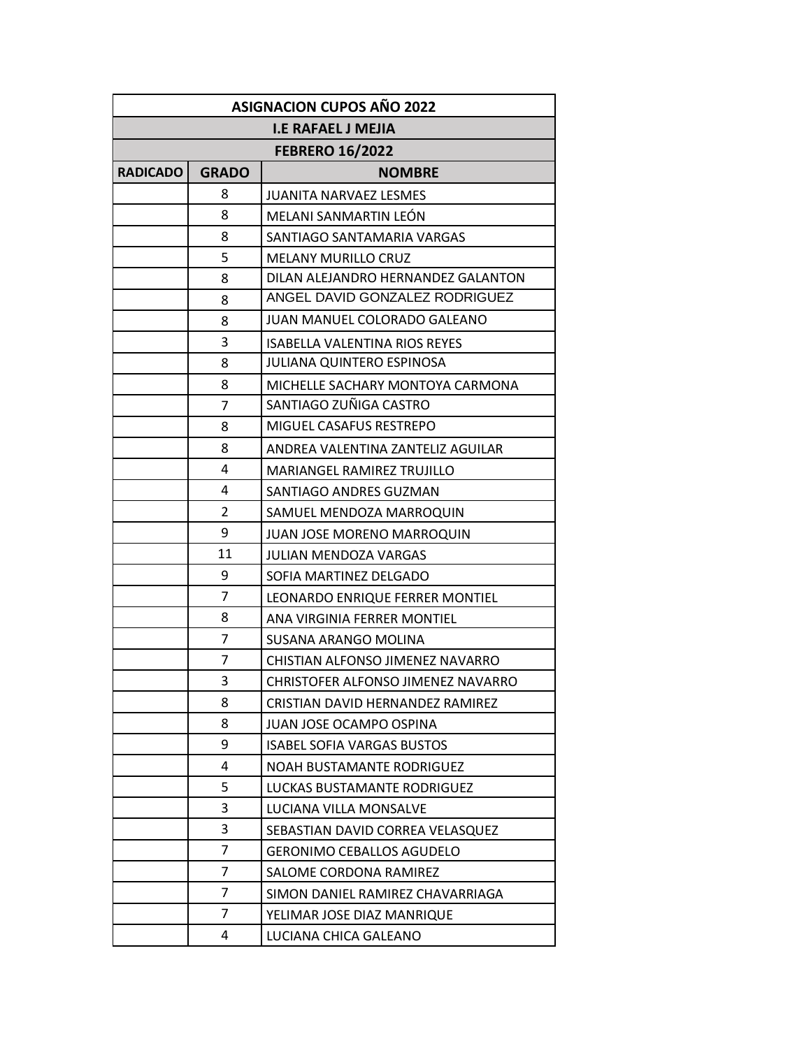| ASIGNACION CUPOS AÑO 2022 | | |
|---|---|---|
| I.E RAFAEL J MEJIA | | |
| FEBRERO 16/2022 | | |
| RADICADO | GRADO | NOMBRE |
| | 8 | JUANITA NARVAEZ LESMES |
| | 8 | MELANI SANMARTIN LEÓN |
| | 8 | SANTIAGO SANTAMARIA VARGAS |
| | 5 | MELANY MURILLO CRUZ |
| | 8 | DILAN ALEJANDRO HERNANDEZ GALANTON |
| | 8 | ANGEL DAVID GONZALEZ RODRIGUEZ |
| | 8 | JUAN MANUEL COLORADO GALEANO |
| | 3 | ISABELLA VALENTINA RIOS REYES |
| | 8 | JULIANA QUINTERO ESPINOSA |
| | 8 | MICHELLE SACHARY MONTOYA CARMONA |
| | 7 | SANTIAGO ZUÑIGA CASTRO |
| | 8 | MIGUEL CASAFUS RESTREPO |
| | 8 | ANDREA VALENTINA ZANTELIZ AGUILAR |
| | 4 | MARIANGEL RAMIREZ TRUJILLO |
| | 4 | SANTIAGO ANDRES GUZMAN |
| | 2 | SAMUEL MENDOZA MARROQUIN |
| | 9 | JUAN JOSE MORENO MARROQUIN |
| | 11 | JULIAN MENDOZA VARGAS |
| | 9 | SOFIA MARTINEZ DELGADO |
| | 7 | LEONARDO ENRIQUE FERRER MONTIEL |
| | 8 | ANA VIRGINIA FERRER MONTIEL |
| | 7 | SUSANA ARANGO MOLINA |
| | 7 | CHISTIAN ALFONSO JIMENEZ NAVARRO |
| | 3 | CHRISTOFER ALFONSO JIMENEZ NAVARRO |
| | 8 | CRISTIAN DAVID HERNANDEZ RAMIREZ |
| | 8 | JUAN JOSE OCAMPO OSPINA |
| | 9 | ISABEL SOFIA VARGAS BUSTOS |
| | 4 | NOAH BUSTAMANTE RODRIGUEZ |
| | 5 | LUCKAS BUSTAMANTE RODRIGUEZ |
| | 3 | LUCIANA VILLA MONSALVE |
| | 3 | SEBASTIAN DAVID CORREA VELASQUEZ |
| | 7 | GERONIMO CEBALLOS AGUDELO |
| | 7 | SALOME CORDONA RAMIREZ |
| | 7 | SIMON DANIEL RAMIREZ CHAVARRIAGA |
| | 7 | YELIMAR JOSE DIAZ MANRIQUE |
| | 4 | LUCIANA CHICA GALEANO |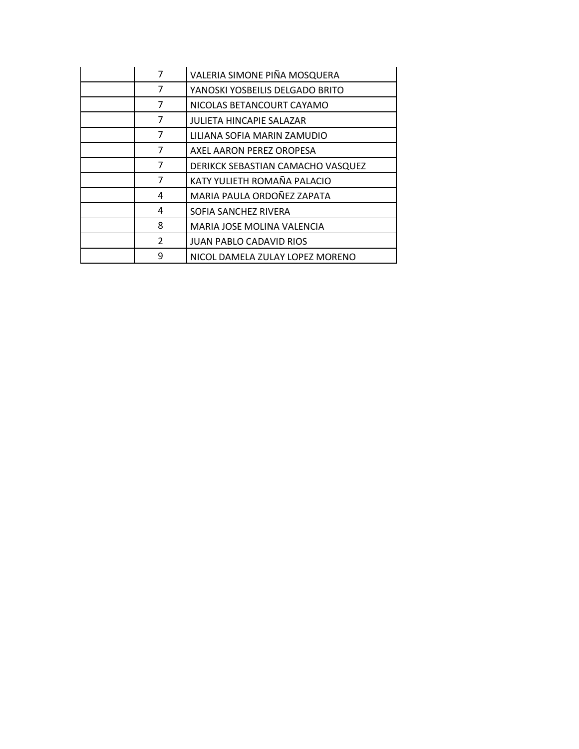| | | |
|---|---|---|
| | 7 | VALERIA SIMONE PIÑA MOSQUERA |
| | 7 | YANOSKI YOSBEILIS DELGADO BRITO |
| | 7 | NICOLAS BETANCOURT CAYAMO |
| | 7 | JULIETA HINCAPIE SALAZAR |
| | 7 | LILIANA SOFIA MARIN ZAMUDIO |
| | 7 | AXEL AARON PEREZ OROPESA |
| | 7 | DERIKCK SEBASTIAN CAMACHO VASQUEZ |
| | 7 | KATY YULIETH ROMAÑA PALACIO |
| | 4 | MARIA PAULA ORDOÑEZ ZAPATA |
| | 4 | SOFIA SANCHEZ RIVERA |
| | 8 | MARIA JOSE MOLINA VALENCIA |
| | 2 | JUAN PABLO CADAVID RIOS |
| | 9 | NICOL DAMELA ZULAY LOPEZ MORENO |